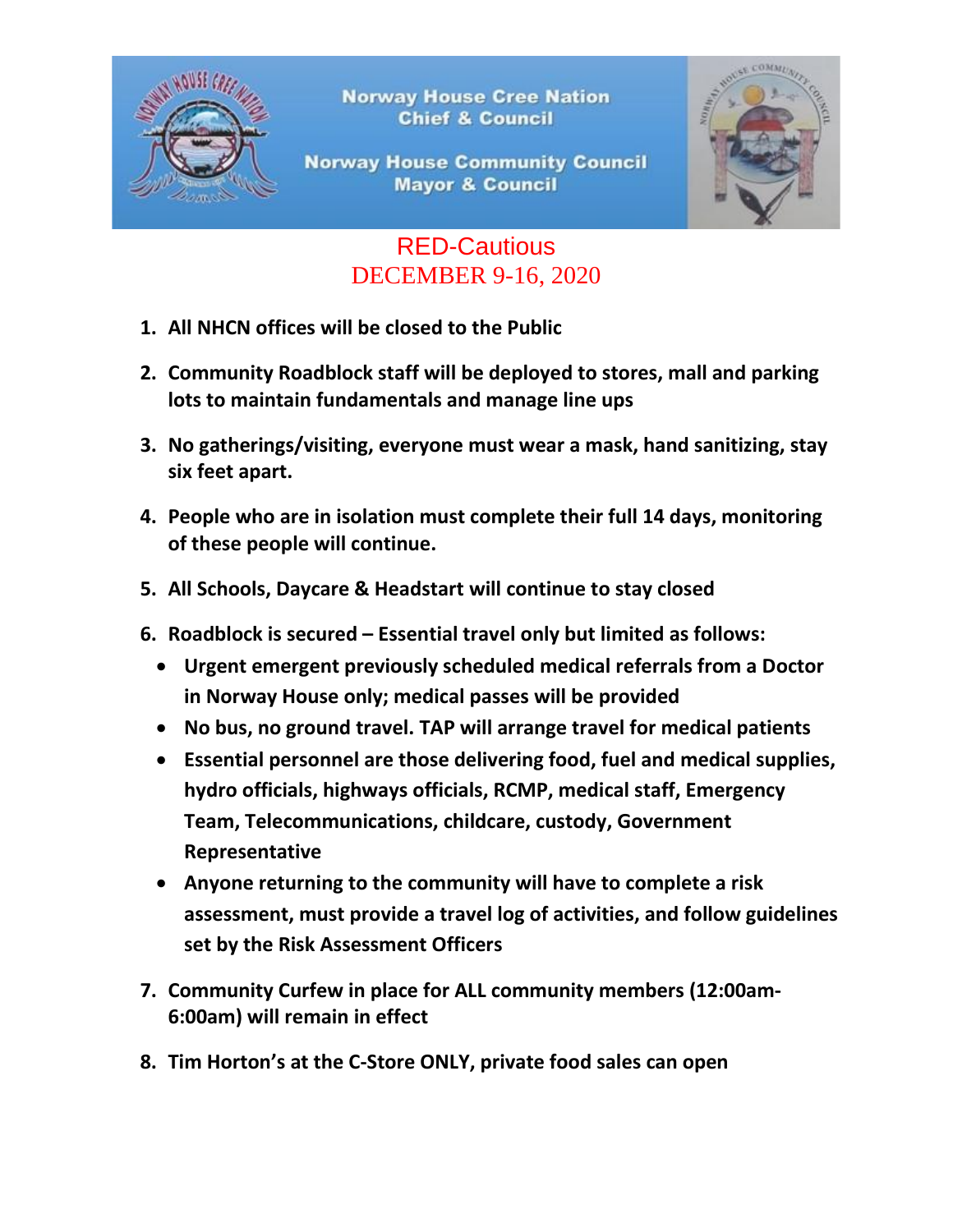**Norway House Cree Nation**
**Chief & Council**

**Norway House Community Council**
**Mayor & Council**

# RED-Cautious
# DECEMBER 9-16, 2020

1. **All NHCN offices will be closed to the Public**
2. **Community Roadblock staff will be deployed to stores, mall and parking lots to maintain fundamentals and manage line ups**
3. **No gatherings/visiting, everyone must wear a mask, hand sanitizing, stay six feet apart.**
4. **People who are in isolation must complete their full 14 days, monitoring of these people will continue.**
5. **All Schools, Daycare & Headstart will continue to stay closed**
6. **Roadblock is secured – Essential travel only but limited as follows:**
   - **Urgent emergent previously scheduled medical referrals from a Doctor in Norway House only; medical passes will be provided**
   - **No bus, no ground travel. TAP will arrange travel for medical patients**
   - **Essential personnel are those delivering food, fuel and medical supplies, hydro officials, highways officials, RCMP, medical staff, Emergency Team, Telecommunications, childcare, custody, Government Representative**
   - **Anyone returning to the community will have to complete a risk assessment, must provide a travel log of activities, and follow guidelines set by the Risk Assessment Officers**
7. **Community Curfew in place for ALL community members (12:00am-6:00am) will remain in effect**
8. **Tim Horton's at the C-Store ONLY, private food sales can open**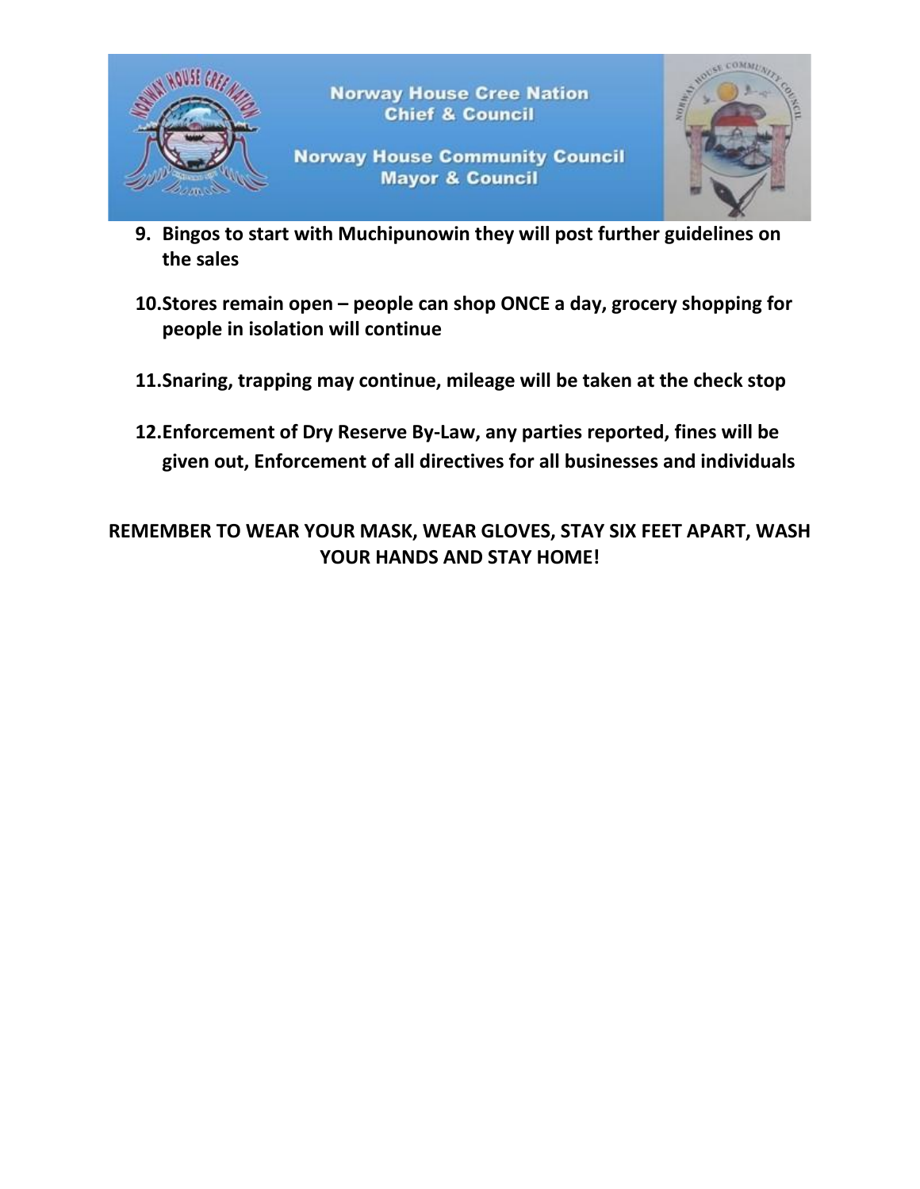9. **Bingos to start with Muchipunowin they will post further guidelines on the sales**

10. **Stores remain open – people can shop ONCE a day, grocery shopping for people in isolation will continue**

11. **Snaring, trapping may continue, mileage will be taken at the check stop**

12. **Enforcement of Dry Reserve By-Law, any parties reported, fines will be given out, Enforcement of all directives for all businesses and individuals**

**REMEMBER TO WEAR YOUR MASK, WEAR GLOVES, STAY SIX FEET APART, WASH YOUR HANDS AND STAY HOME!**